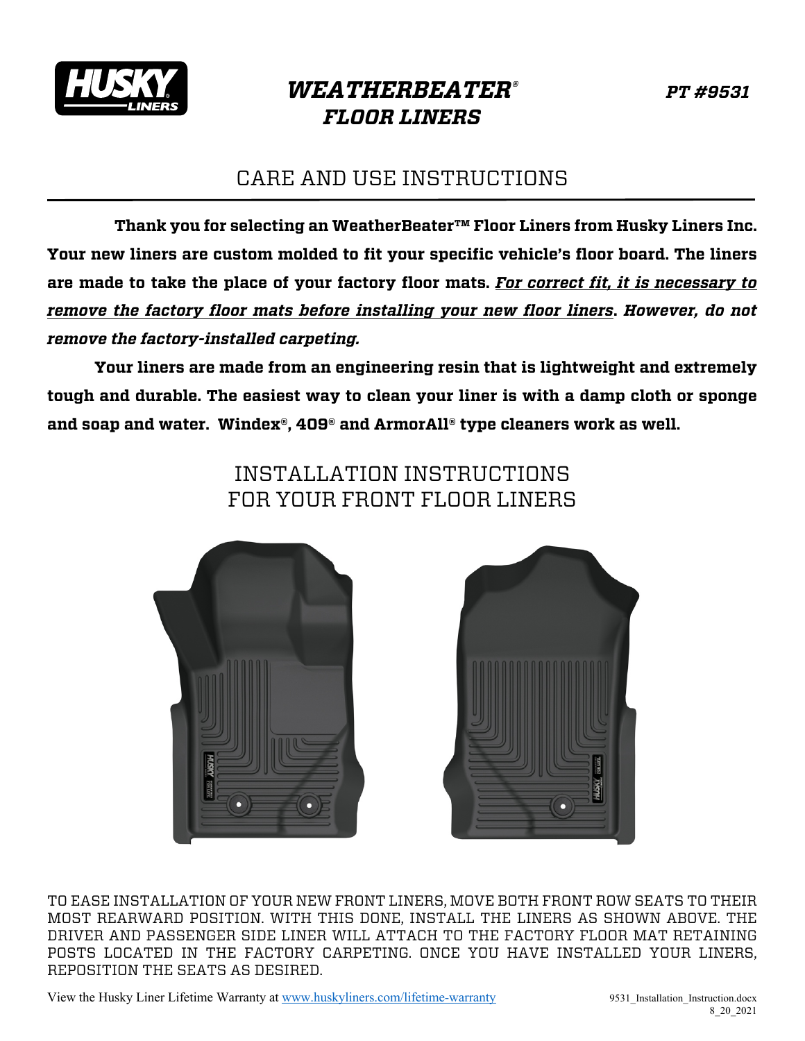**HUSKY LINERS**

# *WEATHERBEATER® FLOOR LINERS*

***PT #9531***

## CARE AND USE INSTRUCTIONS

**Thank you for selecting an WeatherBeater™ Floor Liners from Husky Liners Inc. Your new liners are custom molded to fit your specific vehicle's floor board. The liners are made to take the place of your factory floor mats. *<u>For correct fit, it is necessary to remove the factory floor mats before installing your new floor liners</u>*. *However, do not remove the factory-installed carpeting.***

**Your liners are made from an engineering resin that is lightweight and extremely tough and durable. The easiest way to clean your liner is with a damp cloth or sponge and soap and water. Windex®, 409® and ArmorAll® type cleaners work as well.**

## INSTALLATION INSTRUCTIONS FOR YOUR FRONT FLOOR LINERS

TO EASE INSTALLATION OF YOUR NEW FRONT LINERS, MOVE BOTH FRONT ROW SEATS TO THEIR MOST REARWARD POSITION. WITH THIS DONE, INSTALL THE LINERS AS SHOWN ABOVE. THE DRIVER AND PASSENGER SIDE LINER WILL ATTACH TO THE FACTORY FLOOR MAT RETAINING POSTS LOCATED IN THE FACTORY CARPETING. ONCE YOU HAVE INSTALLED YOUR LINERS, REPOSITION THE SEATS AS DESIRED.

View the Husky Liner Lifetime Warranty at [www.huskyliners.com/lifetime-warranty](www.huskyliners.com/lifetime-warranty)

9531_Installation_Instruction.docx
8_20_2021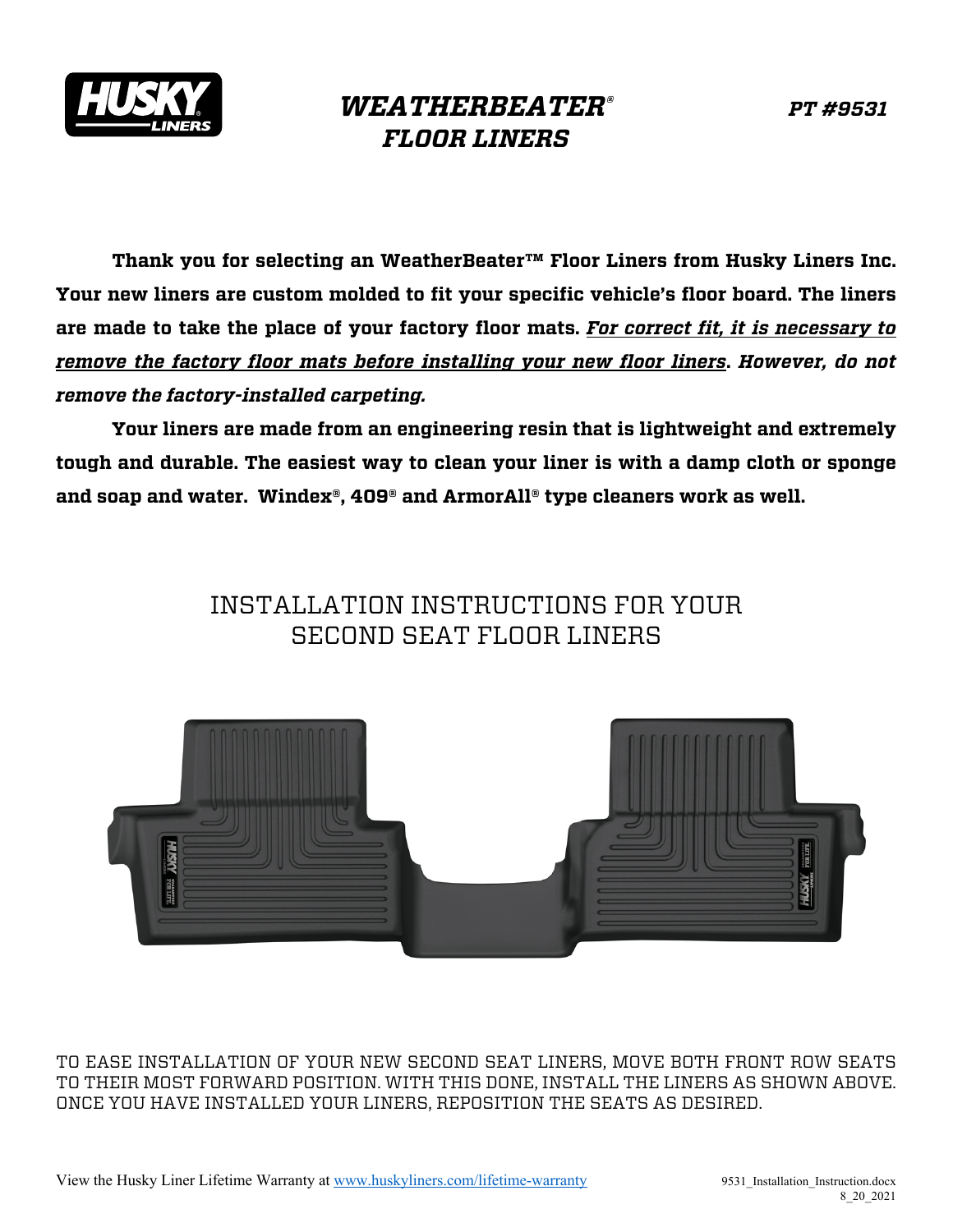# ***WEATHERBEATER®*** ***FLOOR LINERS***

***PT #9531***

**Thank you for selecting an WeatherBeater™ Floor Liners from Husky Liners Inc. Your new liners are custom molded to fit your specific vehicle's floor board. The liners are made to take the place of your factory floor mats. *<u>For correct fit, it is necessary to remove the factory floor mats before installing your new floor liners</u>*. *However, do not remove the factory-installed carpeting.***

**Your liners are made from an engineering resin that is lightweight and extremely tough and durable. The easiest way to clean your liner is with a damp cloth or sponge and soap and water. Windex®, 409® and ArmorAll® type cleaners work as well.**

## INSTALLATION INSTRUCTIONS FOR YOUR SECOND SEAT FLOOR LINERS

TO EASE INSTALLATION OF YOUR NEW SECOND SEAT LINERS, MOVE BOTH FRONT ROW SEATS TO THEIR MOST FORWARD POSITION. WITH THIS DONE, INSTALL THE LINERS AS SHOWN ABOVE. ONCE YOU HAVE INSTALLED YOUR LINERS, REPOSITION THE SEATS AS DESIRED.

View the Husky Liner Lifetime Warranty at [www.huskyliners.com/lifetime-warranty](www.huskyliners.com/lifetime-warranty)

9531_Installation_Instruction.docx
8_20_2021